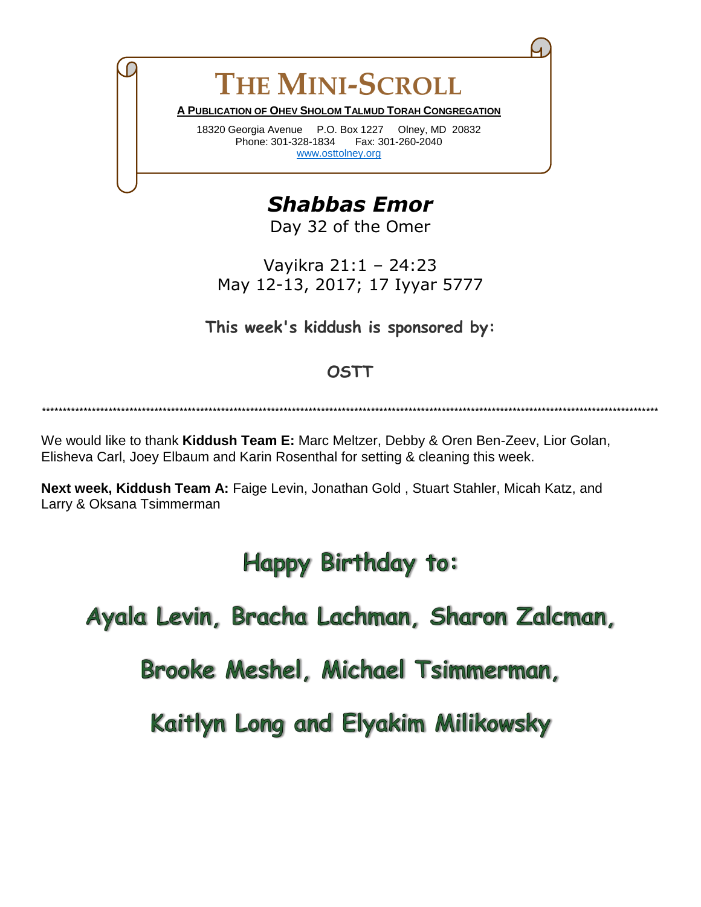# THE MINI-SCROLL

**A PUBLICATION OF OHEV SHOLOM TALMUD TORAH CONGREGATION**

18320 Georgia Avenue    P.O. Box 1227    Olney, MD 20832
Phone: 301-328-1834    Fax: 301-260-2040
www.osttolney.org

## *Shabbas Emor*

Day 32 of the Omer

Vayikra 21:1 – 24:23
May 12-13, 2017; 17 Iyyar 5777

**This week's kiddush is sponsored by:**

**OSTT**

***************************************************************************************************************************************************

We would like to thank **Kiddush Team E:** Marc Meltzer, Debby & Oren Ben-Zeev, Lior Golan, Elisheva Carl, Joey Elbaum and Karin Rosenthal for setting & cleaning this week.

**Next week, Kiddush Team A:** Faige Levin, Jonathan Gold , Stuart Stahler, Micah Katz, and Larry & Oksana Tsimmerman

## Happy Birthday to:

## Ayala Levin, Bracha Lachman, Sharon Zalcman,

## Brooke Meshel, Michael Tsimmerman,

## Kaitlyn Long and Elyakim Milikowsky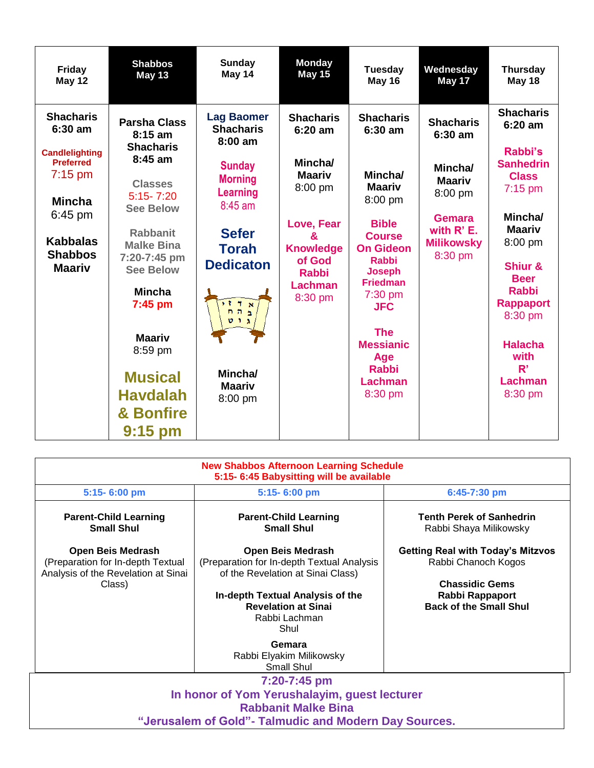| Friday May 12 | Shabbos May 13 | Sunday May 14 | Monday May 15 | Tuesday May 16 | Wednesday May 17 | Thursday May 18 |
|---|---|---|---|---|---|---|
| **Shacharis 6:30 am**<br><br>**Candlelighting Preferred** 7:15 pm<br><br>**Mincha** 6:45 pm<br><br>**Kabbalas Shabbos Maariv** | **Parsha Class 8:15 am**<br>**Shacharis 8:45 am**<br><br>**Classes** 5:15- 7:20 **See Below**<br><br>**Rabbanit Malke Bina 7:20-7:45 pm See Below**<br><br>**Mincha 7:45 pm**<br><br>**Maariv** 8:59 pm<br><br>**Musical Havdalah & Bonfire 9:15 pm** | **Lag Baomer Shacharis 8:00 am**<br><br>**Sunday Morning Learning** 8:45 am<br><br>**Sefer Torah Dedicaton**<br><br>**Mincha/ Maariv** 8:00 pm | **Shacharis 6:20 am**<br><br>**Mincha/ Maariv** 8:00 pm<br><br>**Love, Fear & Knowledge of God Rabbi Lachman** 8:30 pm | **Shacharis 6:30 am**<br><br>**Mincha/ Maariv** 8:00 pm<br><br>**Bible Course On Gideon Rabbi Joseph Friedman** 7:30 pm **JFC**<br><br>**The Messianic Age Rabbi Lachman** 8:30 pm | **Shacharis 6:30 am**<br><br>**Mincha/ Maariv** 8:00 pm<br><br>**Gemara with R' E. Milikowsky** 8:30 pm | **Shacharis 6:20 am**<br><br>**Rabbi's Sanhedrin Class** 7:15 pm<br><br>**Mincha/ Maariv** 8:00 pm<br><br>**Shiur & Beer Rabbi Rappaport** 8:30 pm<br><br>**Halacha with R' Lachman** 8:30 pm |

| New Shabbos Afternoon Learning Schedule<br>5:15- 6:45 Babysitting will be available | | |
|---|---|---|
| **5:15- 6:00 pm** | **5:15- 6:00 pm** | **6:45-7:30 pm** |
| **Parent-Child Learning Small Shul**<br><br>**Open Beis Medrash** (Preparation for In-depth Textual Analysis of the Revelation at Sinai Class) | **Parent-Child Learning Small Shul**<br><br>**Open Beis Medrash** (Preparation for In-depth Textual Analysis of the Revelation at Sinai Class)<br><br>**In-depth Textual Analysis of the Revelation at Sinai** Rabbi Lachman Shul<br><br>**Gemara** Rabbi Elyakim Milikowsky Small Shul | **Tenth Perek of Sanhedrin** Rabbi Shaya Milikowsky<br><br>**Getting Real with Today's Mitzvos** Rabbi Chanoch Kogos<br><br>**Chassidic Gems Rabbi Rappaport Back of the Small Shul** |

**7:20-7:45 pm**
**In honor of Yom Yerushalayim, guest lecturer**
**Rabbanit Malke Bina**
**"Jerusalem of Gold"- Talmudic and Modern Day Sources.**